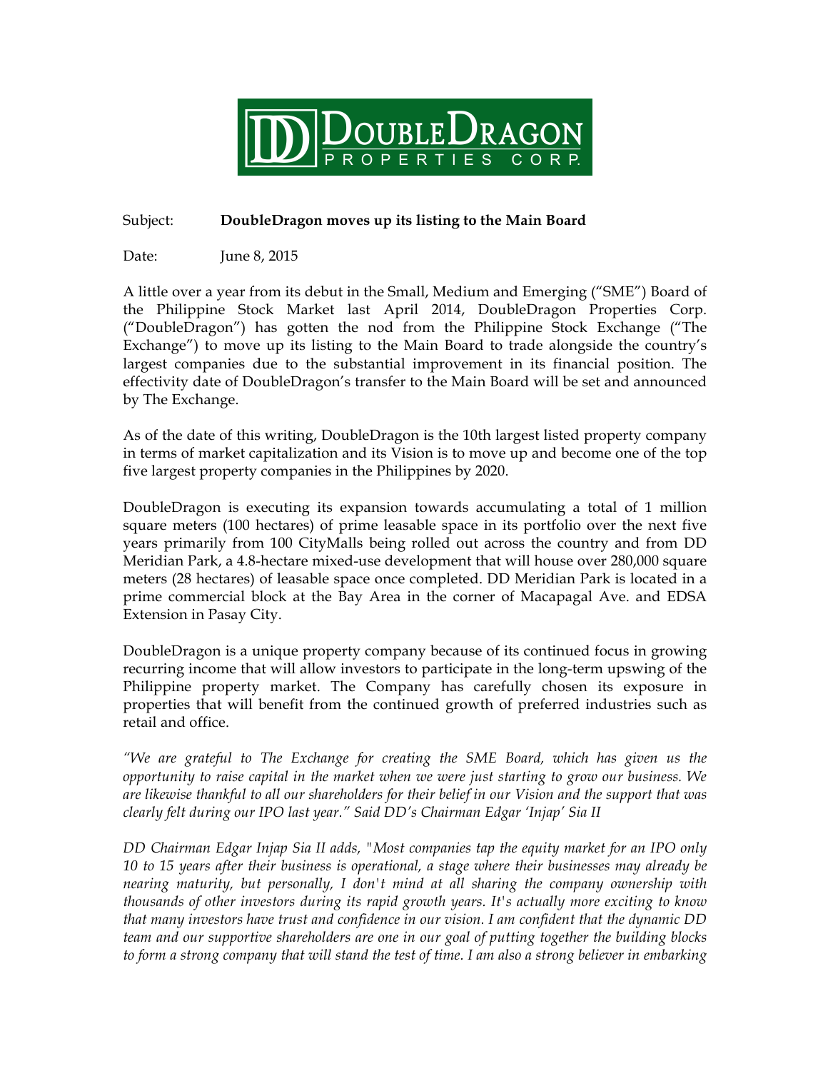# DoubleDragon PROPERTIES CORP.

Subject: **DoubleDragon moves up its listing to the Main Board**

Date: June 8, 2015

A little over a year from its debut in the Small, Medium and Emerging ("SME") Board of the Philippine Stock Market last April 2014, DoubleDragon Properties Corp. ("DoubleDragon") has gotten the nod from the Philippine Stock Exchange ("The Exchange") to move up its listing to the Main Board to trade alongside the country's largest companies due to the substantial improvement in its financial position. The effectivity date of DoubleDragon's transfer to the Main Board will be set and announced by The Exchange.

As of the date of this writing, DoubleDragon is the 10th largest listed property company in terms of market capitalization and its Vision is to move up and become one of the top five largest property companies in the Philippines by 2020.

DoubleDragon is executing its expansion towards accumulating a total of 1 million square meters (100 hectares) of prime leasable space in its portfolio over the next five years primarily from 100 CityMalls being rolled out across the country and from DD Meridian Park, a 4.8-hectare mixed-use development that will house over 280,000 square meters (28 hectares) of leasable space once completed. DD Meridian Park is located in a prime commercial block at the Bay Area in the corner of Macapagal Ave. and EDSA Extension in Pasay City.

DoubleDragon is a unique property company because of its continued focus in growing recurring income that will allow investors to participate in the long-term upswing of the Philippine property market. The Company has carefully chosen its exposure in properties that will benefit from the continued growth of preferred industries such as retail and office.

*"We are grateful to The Exchange for creating the SME Board, which has given us the opportunity to raise capital in the market when we were just starting to grow our business. We are likewise thankful to all our shareholders for their belief in our Vision and the support that was clearly felt during our IPO last year." Said DD's Chairman Edgar 'Injap' Sia II*

*DD Chairman Edgar Injap Sia II adds, "Most companies tap the equity market for an IPO only 10 to 15 years after their business is operational, a stage where their businesses may already be nearing maturity, but personally, I don't mind at all sharing the company ownership with thousands of other investors during its rapid growth years. It's actually more exciting to know that many investors have trust and confidence in our vision. I am confident that the dynamic DD team and our supportive shareholders are one in our goal of putting together the building blocks to form a strong company that will stand the test of time. I am also a strong believer in embarking*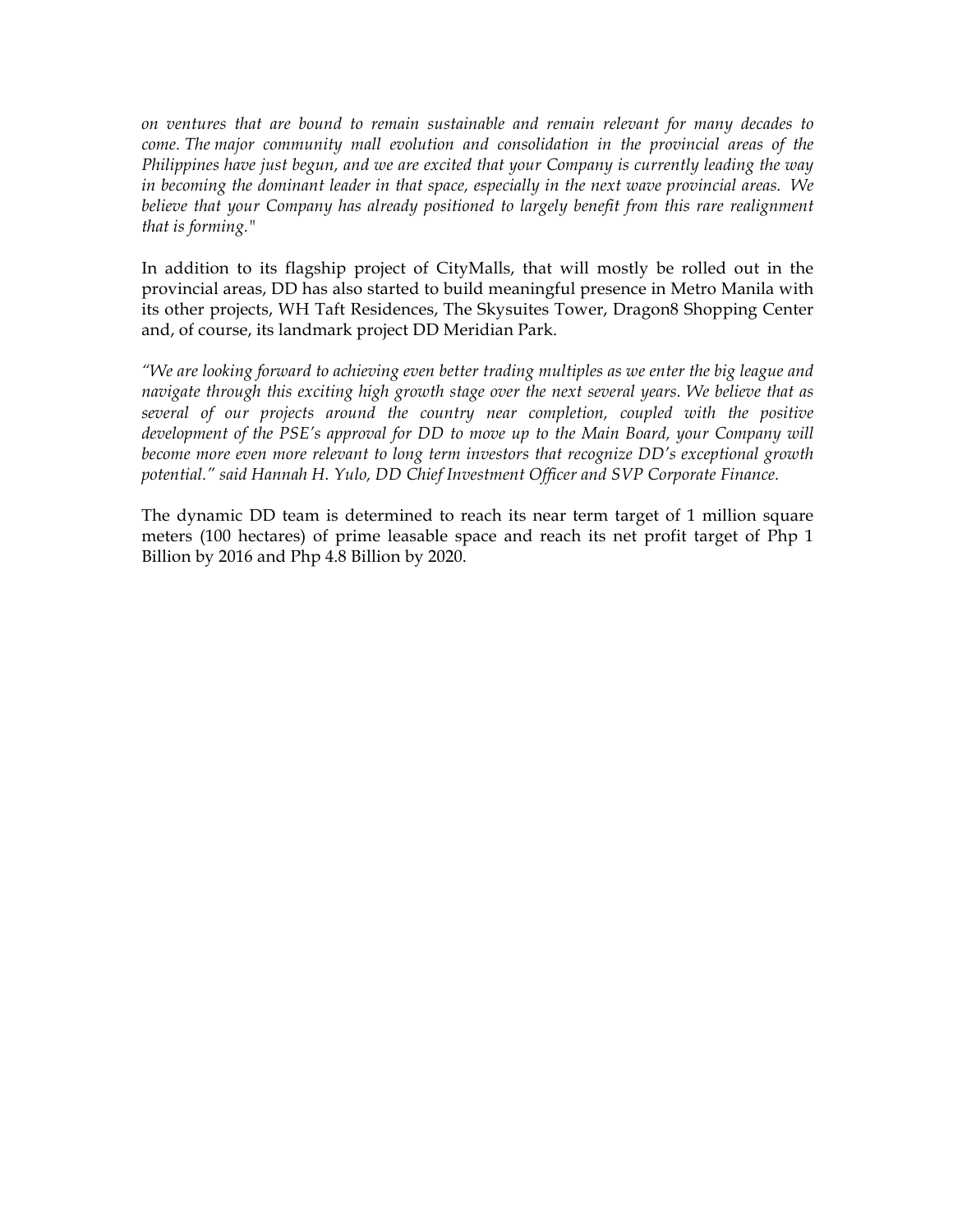*on ventures that are bound to remain sustainable and remain relevant for many decades to come. The major community mall evolution and consolidation in the provincial areas of the Philippines have just begun, and we are excited that your Company is currently leading the way in becoming the dominant leader in that space, especially in the next wave provincial areas. We believe that your Company has already positioned to largely benefit from this rare realignment that is forming."*

In addition to its flagship project of CityMalls, that will mostly be rolled out in the provincial areas, DD has also started to build meaningful presence in Metro Manila with its other projects, WH Taft Residences, The Skysuites Tower, Dragon8 Shopping Center and, of course, its landmark project DD Meridian Park.

*"We are looking forward to achieving even better trading multiples as we enter the big league and navigate through this exciting high growth stage over the next several years. We believe that as several of our projects around the country near completion, coupled with the positive development of the PSE's approval for DD to move up to the Main Board, your Company will become more even more relevant to long term investors that recognize DD's exceptional growth potential." said Hannah H. Yulo, DD Chief Investment Officer and SVP Corporate Finance.*

The dynamic DD team is determined to reach its near term target of 1 million square meters (100 hectares) of prime leasable space and reach its net profit target of Php 1 Billion by 2016 and Php 4.8 Billion by 2020.